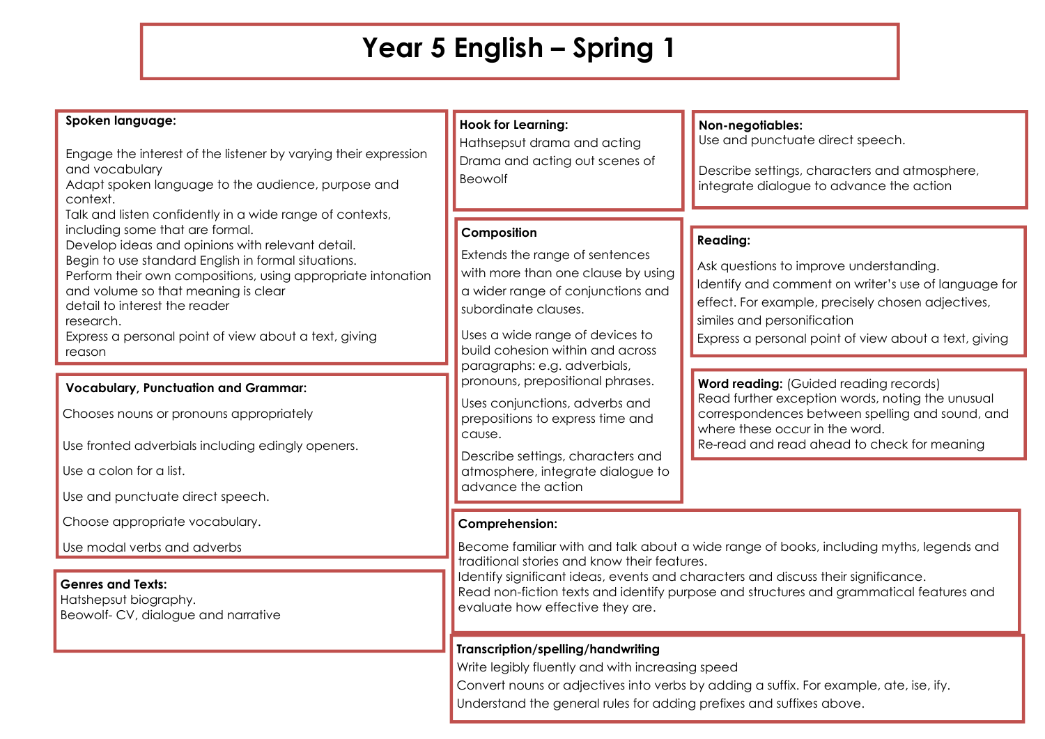# Year 5 English – Spring 1

## Spoken language:

Engage the interest of the listener by varying their expression and vocabulary
Adapt spoken language to the audience, purpose and context.
Talk and listen confidently in a wide range of contexts, including some that are formal.
Develop ideas and opinions with relevant detail.
Begin to use standard English in formal situations.
Perform their own compositions, using appropriate intonation and volume so that meaning is clear
detail to interest the reader
research.
Express a personal point of view about a text, giving reason

## Hook for Learning:

Hathsepsut drama and acting
Drama and acting out scenes of Beowolf

## Non-negotiables:

Use and punctuate direct speech.

Describe settings, characters and atmosphere, integrate dialogue to advance the action

## Composition

Extends the range of sentences with more than one clause by using a wider range of conjunctions and subordinate clauses.

Uses a wide range of devices to build cohesion within and across paragraphs: e.g. adverbials, pronouns, prepositional phrases.

Uses conjunctions, adverbs and prepositions to express time and cause.

Describe settings, characters and atmosphere, integrate dialogue to advance the action

## Reading:

Ask questions to improve understanding.
Identify and comment on writer's use of language for effect. For example, precisely chosen adjectives, similes and personification
Express a personal point of view about a text, giving

## Vocabulary, Punctuation and Grammar:

Chooses nouns or pronouns appropriately

Use fronted adverbials including edingly openers.

Use a colon for a list.

Use and punctuate direct speech.

Choose appropriate vocabulary.

Use modal verbs and adverbs

## Word reading: (Guided reading records)

Read further exception words, noting the unusual correspondences between spelling and sound, and where these occur in the word.
Re-read and read ahead to check for meaning

## Comprehension:

Become familiar with and talk about a wide range of books, including myths, legends and traditional stories and know their features.
Identify significant ideas, events and characters and discuss their significance.
Read non-fiction texts and identify purpose and structures and grammatical features and evaluate how effective they are.

## Genres and Texts:

Hatshepsut biography.
Beowolf- CV, dialogue and narrative

## Transcription/spelling/handwriting

Write legibly fluently and with increasing speed
Convert nouns or adjectives into verbs by adding a suffix. For example, ate, ise, ify.
Understand the general rules for adding prefixes and suffixes above.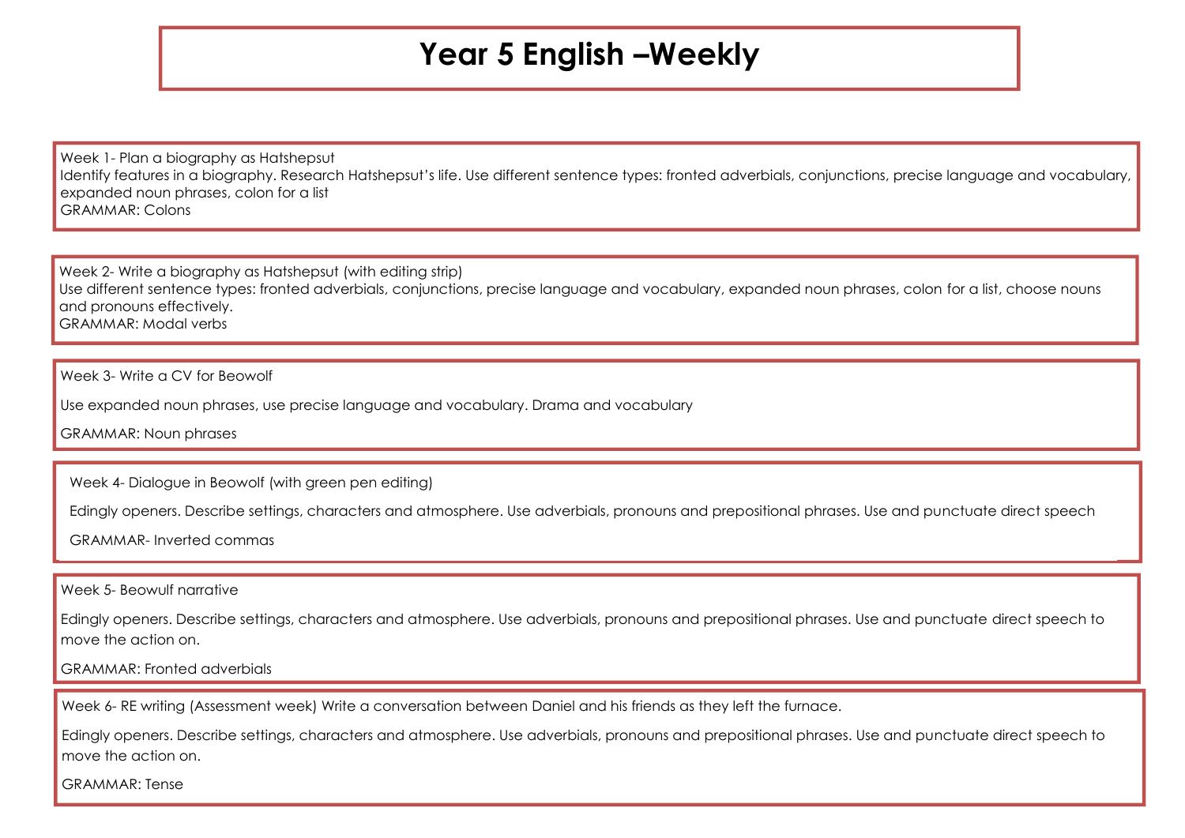# Year 5 English –Weekly

Week 1- Plan a biography as Hatshepsut
Identify features in a biography. Research Hatshepsut's life. Use different sentence types: fronted adverbials, conjunctions, precise language and vocabulary, expanded noun phrases, colon for a list
GRAMMAR: Colons

Week 2- Write a biography as Hatshepsut (with editing strip)
Use different sentence types: fronted adverbials, conjunctions, precise language and vocabulary, expanded noun phrases, colon for a list, choose nouns and pronouns effectively.
GRAMMAR: Modal verbs

Week 3- Write a CV for Beowolf

Use expanded noun phrases, use precise language and vocabulary. Drama and vocabulary

GRAMMAR: Noun phrases

Week 4- Dialogue in Beowolf (with green pen editing)

Edingly openers. Describe settings, characters and atmosphere. Use adverbials, pronouns and prepositional phrases. Use and punctuate direct speech

GRAMMAR- Inverted commas

Week 5- Beowulf narrative

Edingly openers. Describe settings, characters and atmosphere. Use adverbials, pronouns and prepositional phrases. Use and punctuate direct speech to move the action on.

GRAMMAR: Fronted adverbials

Week 6- RE writing (Assessment week) Write a conversation between Daniel and his friends as they left the furnace.

Edingly openers. Describe settings, characters and atmosphere. Use adverbials, pronouns and prepositional phrases. Use and punctuate direct speech to move the action on.

GRAMMAR: Tense